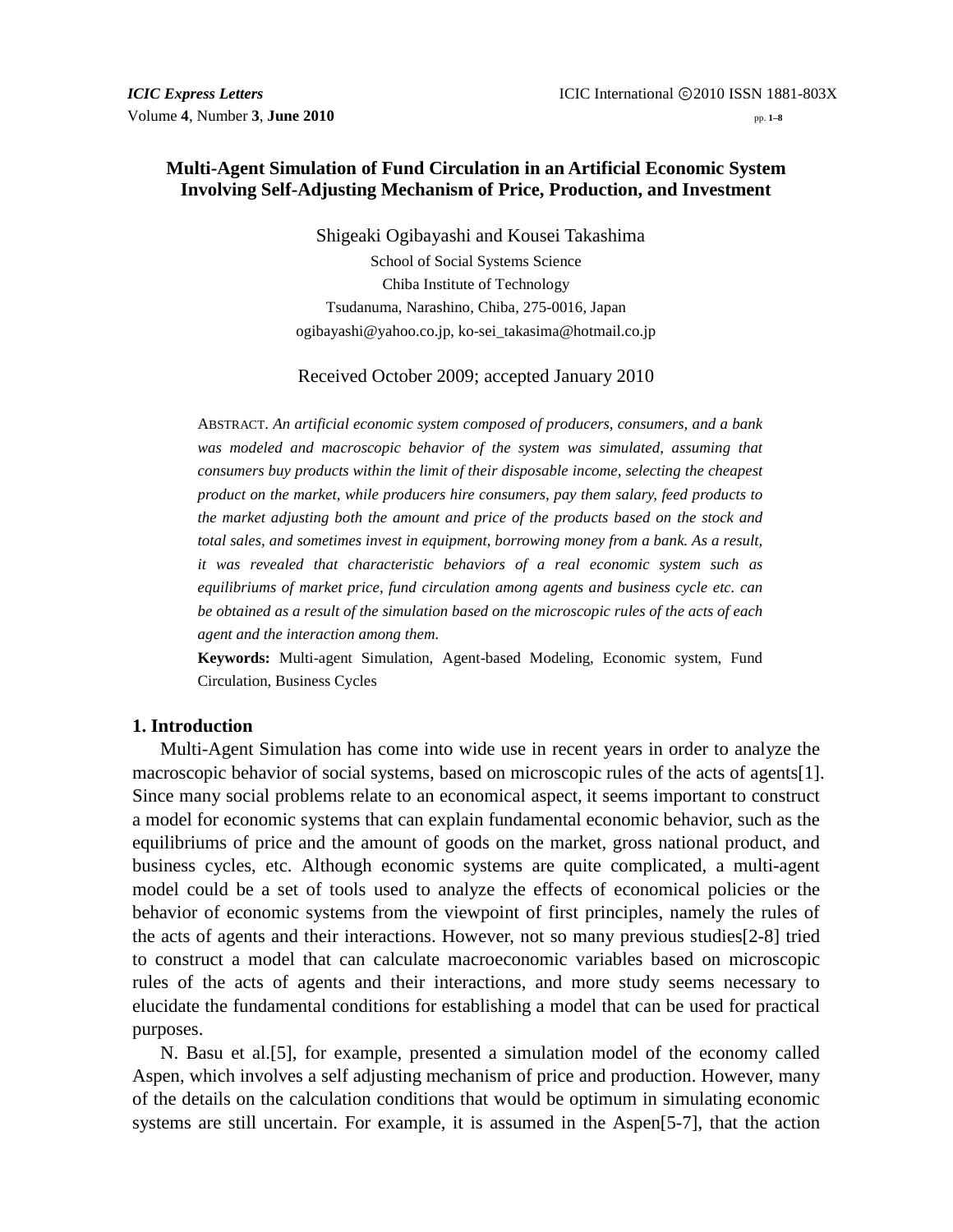# Multi-Agent Simulation of Fund Circulation in an Artificial Economic System Involving Self-Adjusting Mechanism of Price, Production, and Investment

Shigeaki Ogibayashi and Kousei Takashima

School of Social Systems Science
Chiba Institute of Technology
Tsudanuma, Narashino, Chiba, 275-0016, Japan
ogibayashi@yahoo.co.jp, ko-sei_takasima@hotmail.co.jp

Received October 2009; accepted January 2010

ABSTRACT. *An artificial economic system composed of producers, consumers, and a bank was modeled and macroscopic behavior of the system was simulated, assuming that consumers buy products within the limit of their disposable income, selecting the cheapest product on the market, while producers hire consumers, pay them salary, feed products to the market adjusting both the amount and price of the products based on the stock and total sales, and sometimes invest in equipment, borrowing money from a bank. As a result, it was revealed that characteristic behaviors of a real economic system such as equilibriums of market price, fund circulation among agents and business cycle etc. can be obtained as a result of the simulation based on the microscopic rules of the acts of each agent and the interaction among them.*

**Keywords:** Multi-agent Simulation, Agent-based Modeling, Economic system, Fund Circulation, Business Cycles

## 1. Introduction

Multi-Agent Simulation has come into wide use in recent years in order to analyze the macroscopic behavior of social systems, based on microscopic rules of the acts of agents[1]. Since many social problems relate to an economical aspect, it seems important to construct a model for economic systems that can explain fundamental economic behavior, such as the equilibriums of price and the amount of goods on the market, gross national product, and business cycles, etc. Although economic systems are quite complicated, a multi-agent model could be a set of tools used to analyze the effects of economical policies or the behavior of economic systems from the viewpoint of first principles, namely the rules of the acts of agents and their interactions. However, not so many previous studies[2-8] tried to construct a model that can calculate macroeconomic variables based on microscopic rules of the acts of agents and their interactions, and more study seems necessary to elucidate the fundamental conditions for establishing a model that can be used for practical purposes.

N. Basu et al.[5], for example, presented a simulation model of the economy called Aspen, which involves a self adjusting mechanism of price and production. However, many of the details on the calculation conditions that would be optimum in simulating economic systems are still uncertain. For example, it is assumed in the Aspen[5-7], that the action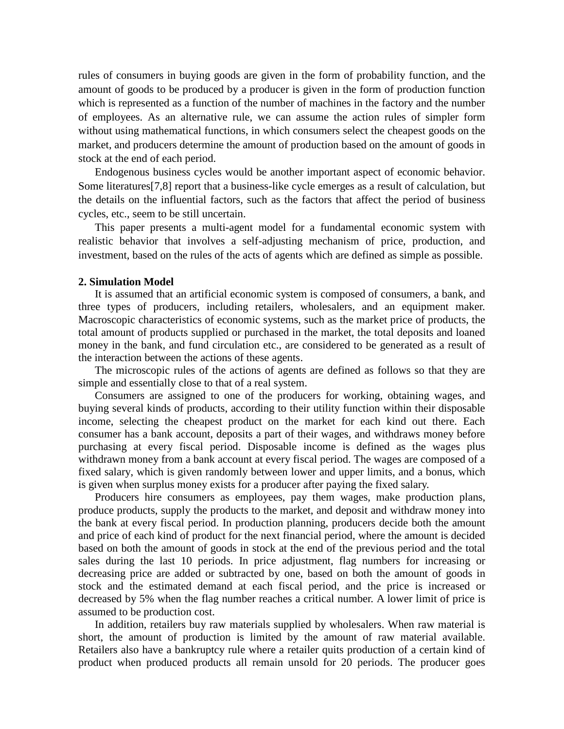rules of consumers in buying goods are given in the form of probability function, and the amount of goods to be produced by a producer is given in the form of production function which is represented as a function of the number of machines in the factory and the number of employees. As an alternative rule, we can assume the action rules of simpler form without using mathematical functions, in which consumers select the cheapest goods on the market, and producers determine the amount of production based on the amount of goods in stock at the end of each period.

Endogenous business cycles would be another important aspect of economic behavior. Some literatures[7,8] report that a business-like cycle emerges as a result of calculation, but the details on the influential factors, such as the factors that affect the period of business cycles, etc., seem to be still uncertain.

This paper presents a multi-agent model for a fundamental economic system with realistic behavior that involves a self-adjusting mechanism of price, production, and investment, based on the rules of the acts of agents which are defined as simple as possible.

## 2. Simulation Model

It is assumed that an artificial economic system is composed of consumers, a bank, and three types of producers, including retailers, wholesalers, and an equipment maker. Macroscopic characteristics of economic systems, such as the market price of products, the total amount of products supplied or purchased in the market, the total deposits and loaned money in the bank, and fund circulation etc., are considered to be generated as a result of the interaction between the actions of these agents.

The microscopic rules of the actions of agents are defined as follows so that they are simple and essentially close to that of a real system.

Consumers are assigned to one of the producers for working, obtaining wages, and buying several kinds of products, according to their utility function within their disposable income, selecting the cheapest product on the market for each kind out there. Each consumer has a bank account, deposits a part of their wages, and withdraws money before purchasing at every fiscal period. Disposable income is defined as the wages plus withdrawn money from a bank account at every fiscal period. The wages are composed of a fixed salary, which is given randomly between lower and upper limits, and a bonus, which is given when surplus money exists for a producer after paying the fixed salary.

Producers hire consumers as employees, pay them wages, make production plans, produce products, supply the products to the market, and deposit and withdraw money into the bank at every fiscal period. In production planning, producers decide both the amount and price of each kind of product for the next financial period, where the amount is decided based on both the amount of goods in stock at the end of the previous period and the total sales during the last 10 periods. In price adjustment, flag numbers for increasing or decreasing price are added or subtracted by one, based on both the amount of goods in stock and the estimated demand at each fiscal period, and the price is increased or decreased by 5% when the flag number reaches a critical number. A lower limit of price is assumed to be production cost.

In addition, retailers buy raw materials supplied by wholesalers. When raw material is short, the amount of production is limited by the amount of raw material available. Retailers also have a bankruptcy rule where a retailer quits production of a certain kind of product when produced products all remain unsold for 20 periods. The producer goes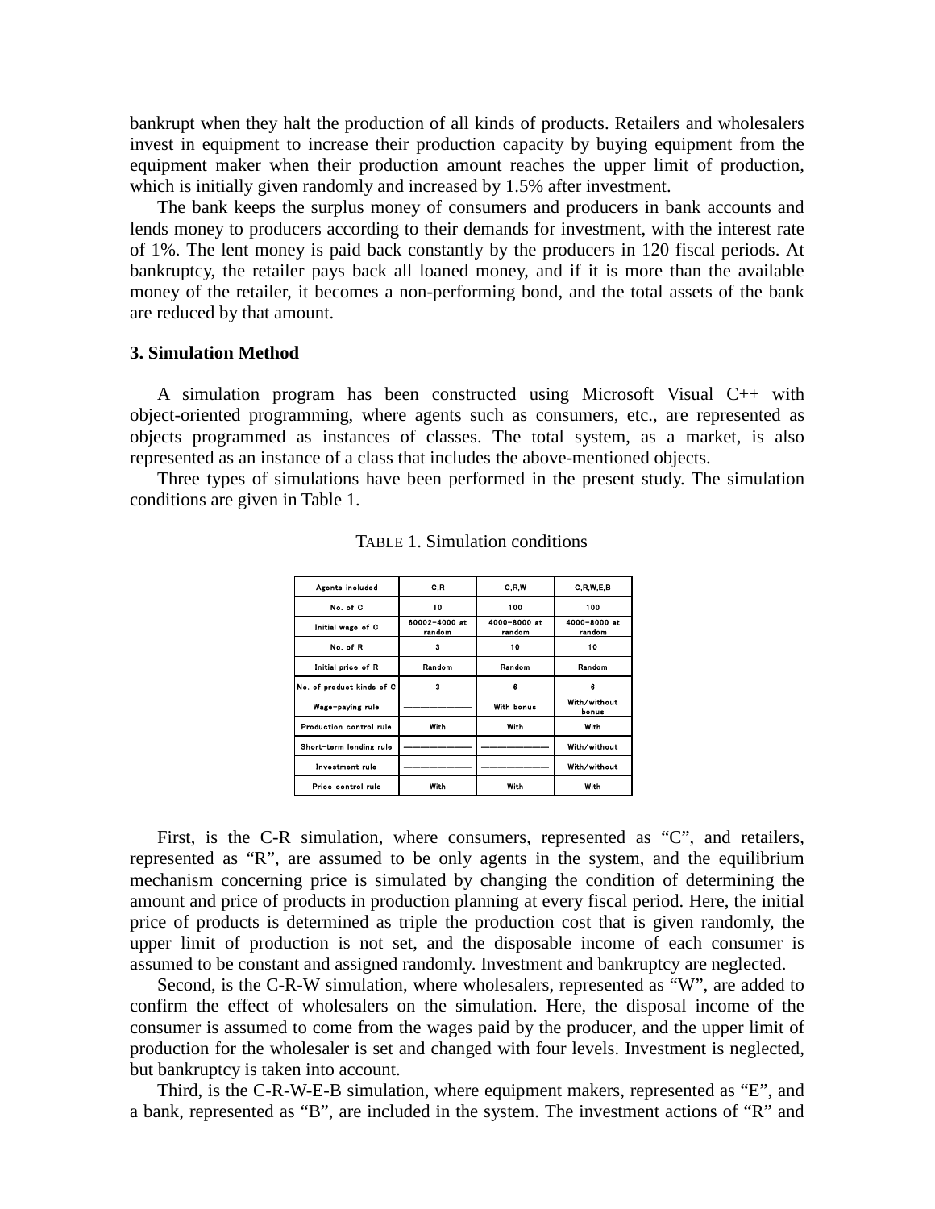bankrupt when they halt the production of all kinds of products. Retailers and wholesalers invest in equipment to increase their production capacity by buying equipment from the equipment maker when their production amount reaches the upper limit of production, which is initially given randomly and increased by 1.5% after investment.

The bank keeps the surplus money of consumers and producers in bank accounts and lends money to producers according to their demands for investment, with the interest rate of 1%. The lent money is paid back constantly by the producers in 120 fiscal periods. At bankruptcy, the retailer pays back all loaned money, and if it is more than the available money of the retailer, it becomes a non-performing bond, and the total assets of the bank are reduced by that amount.

### 3. Simulation Method

A simulation program has been constructed using Microsoft Visual C++ with object-oriented programming, where agents such as consumers, etc., are represented as objects programmed as instances of classes. The total system, as a market, is also represented as an instance of a class that includes the above-mentioned objects.

Three types of simulations have been performed in the present study. The simulation conditions are given in Table 1.

TABLE 1. Simulation conditions

| Agents included | C,R | C,R,W | C,R,W,E,B |
|---|---|---|---|
| No. of C | 10 | 100 | 100 |
| Initial wage of C | 6000±4000 at random | 4000–8000 at random | 4000–8000 at random |
| No. of R | 3 | 10 | 10 |
| Initial price of R | Random | Random | Random |
| No. of product kinds of C | 3 | 6 | 6 |
| Wage-paying rule | ———— | With bonus | With/without bonus |
| Production control rule | With | With | With |
| Short-term lending rule | ———— | ———— | With/without |
| Investment rule | ———— | ———— | With/without |
| Price control rule | With | With | With |

First, is the C-R simulation, where consumers, represented as “C”, and retailers, represented as “R”, are assumed to be only agents in the system, and the equilibrium mechanism concerning price is simulated by changing the condition of determining the amount and price of products in production planning at every fiscal period. Here, the initial price of products is determined as triple the production cost that is given randomly, the upper limit of production is not set, and the disposable income of each consumer is assumed to be constant and assigned randomly. Investment and bankruptcy are neglected.

Second, is the C-R-W simulation, where wholesalers, represented as “W”, are added to confirm the effect of wholesalers on the simulation. Here, the disposal income of the consumer is assumed to come from the wages paid by the producer, and the upper limit of production for the wholesaler is set and changed with four levels. Investment is neglected, but bankruptcy is taken into account.

Third, is the C-R-W-E-B simulation, where equipment makers, represented as “E”, and a bank, represented as “B”, are included in the system. The investment actions of “R” and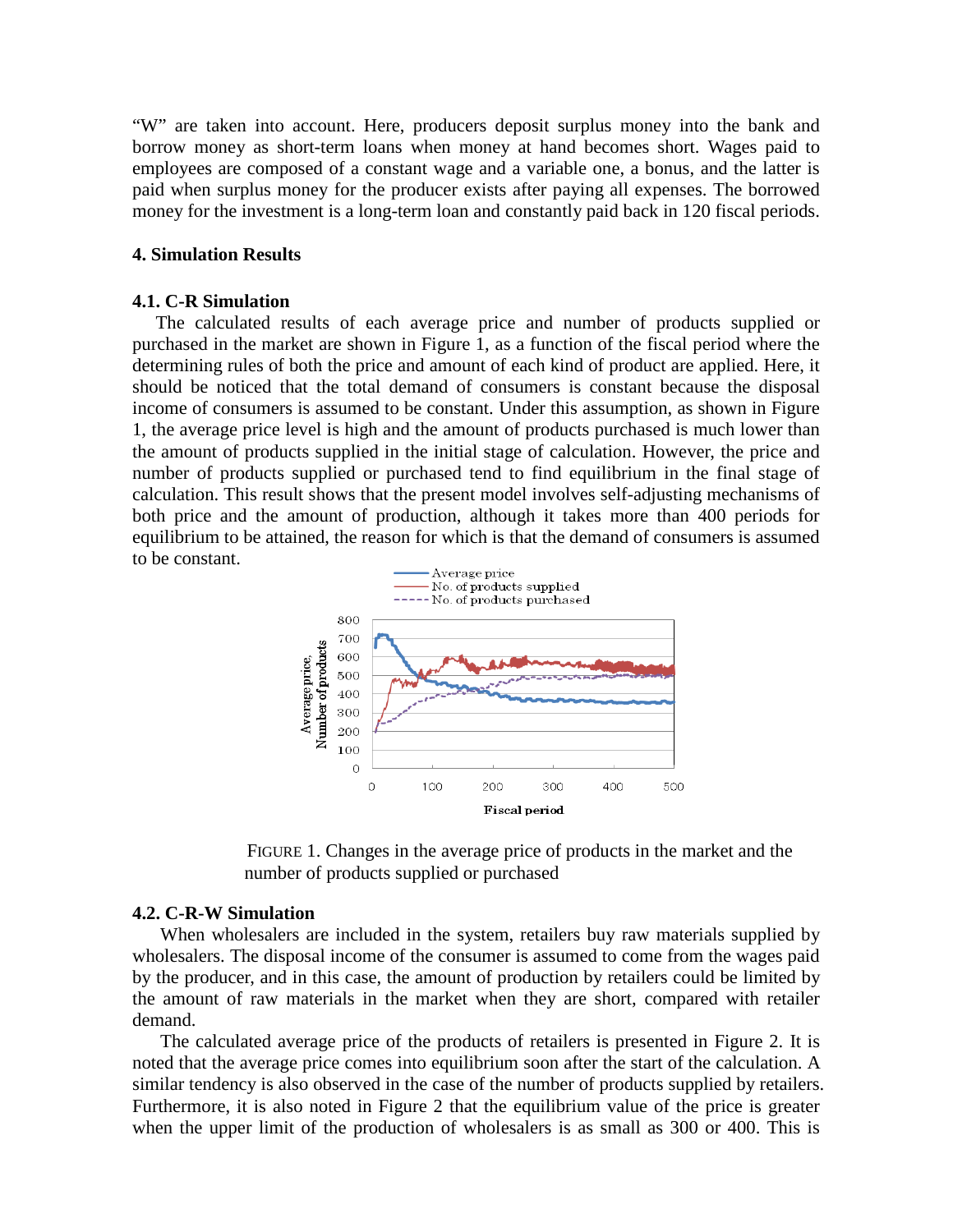"W" are taken into account. Here, producers deposit surplus money into the bank and borrow money as short-term loans when money at hand becomes short. Wages paid to employees are composed of a constant wage and a variable one, a bonus, and the latter is paid when surplus money for the producer exists after paying all expenses. The borrowed money for the investment is a long-term loan and constantly paid back in 120 fiscal periods.

## 4. Simulation Results

### 4.1. C-R Simulation

The calculated results of each average price and number of products supplied or purchased in the market are shown in Figure 1, as a function of the fiscal period where the determining rules of both the price and amount of each kind of product are applied. Here, it should be noticed that the total demand of consumers is constant because the disposal income of consumers is assumed to be constant. Under this assumption, as shown in Figure 1, the average price level is high and the amount of products purchased is much lower than the amount of products supplied in the initial stage of calculation. However, the price and number of products supplied or purchased tend to find equilibrium in the final stage of calculation. This result shows that the present model involves self-adjusting mechanisms of both price and the amount of production, although it takes more than 400 periods for equilibrium to be attained, the reason for which is that the demand of consumers is assumed to be constant.

FIGURE 1. Changes in the average price of products in the market and the number of products supplied or purchased

### 4.2. C-R-W Simulation

When wholesalers are included in the system, retailers buy raw materials supplied by wholesalers. The disposal income of the consumer is assumed to come from the wages paid by the producer, and in this case, the amount of production by retailers could be limited by the amount of raw materials in the market when they are short, compared with retailer demand.

The calculated average price of the products of retailers is presented in Figure 2. It is noted that the average price comes into equilibrium soon after the start of the calculation. A similar tendency is also observed in the case of the number of products supplied by retailers. Furthermore, it is also noted in Figure 2 that the equilibrium value of the price is greater when the upper limit of the production of wholesalers is as small as 300 or 400. This is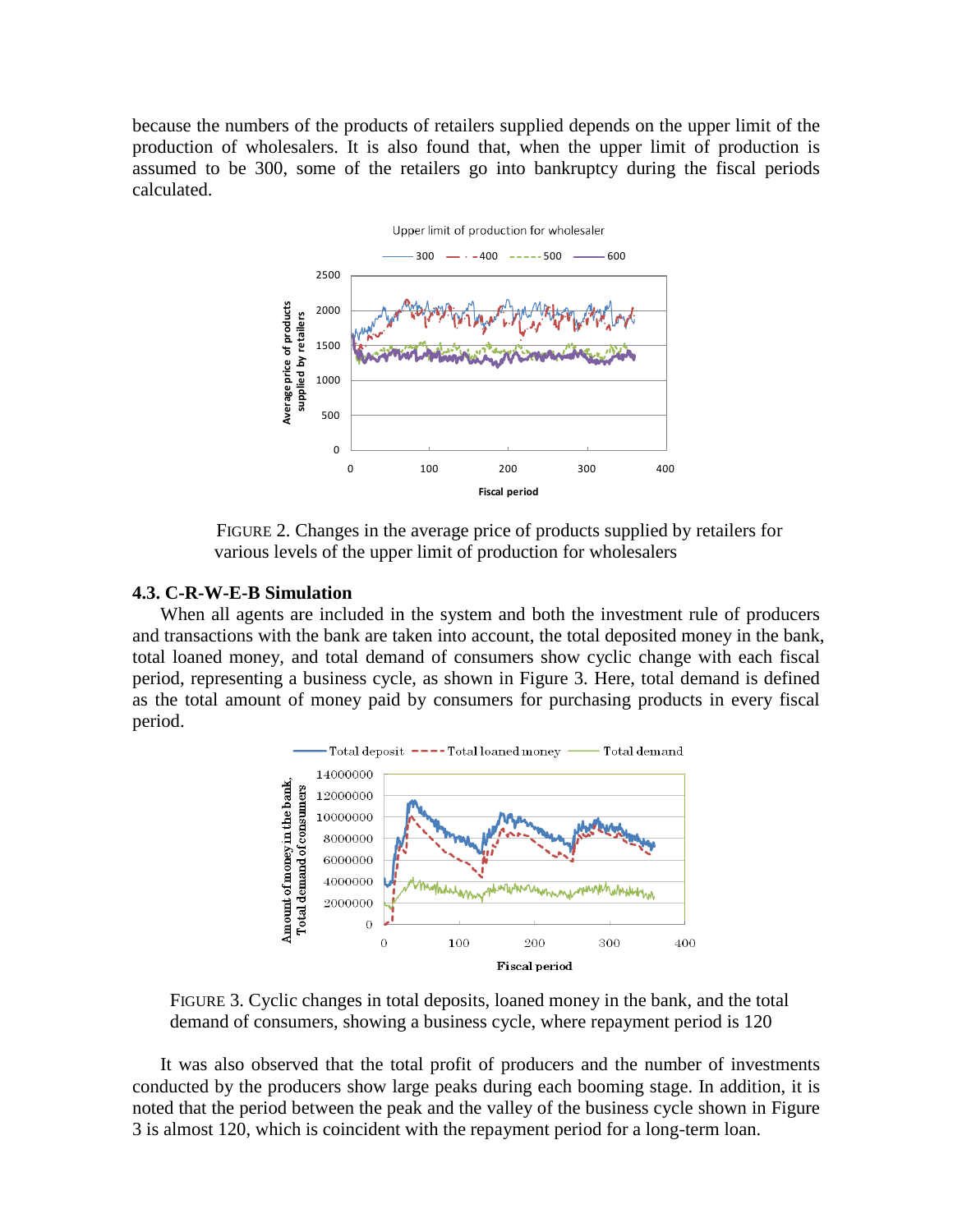because the numbers of the products of retailers supplied depends on the upper limit of the production of wholesalers. It is also found that, when the upper limit of production is assumed to be 300, some of the retailers go into bankruptcy during the fiscal periods calculated.

FIGURE 2. Changes in the average price of products supplied by retailers for various levels of the upper limit of production for wholesalers

### 4.3. C-R-W-E-B Simulation

When all agents are included in the system and both the investment rule of producers and transactions with the bank are taken into account, the total deposited money in the bank, total loaned money, and total demand of consumers show cyclic change with each fiscal period, representing a business cycle, as shown in Figure 3. Here, total demand is defined as the total amount of money paid by consumers for purchasing products in every fiscal period.

FIGURE 3. Cyclic changes in total deposits, loaned money in the bank, and the total demand of consumers, showing a business cycle, where repayment period is 120

It was also observed that the total profit of producers and the number of investments conducted by the producers show large peaks during each booming stage. In addition, it is noted that the period between the peak and the valley of the business cycle shown in Figure 3 is almost 120, which is coincident with the repayment period for a long-term loan.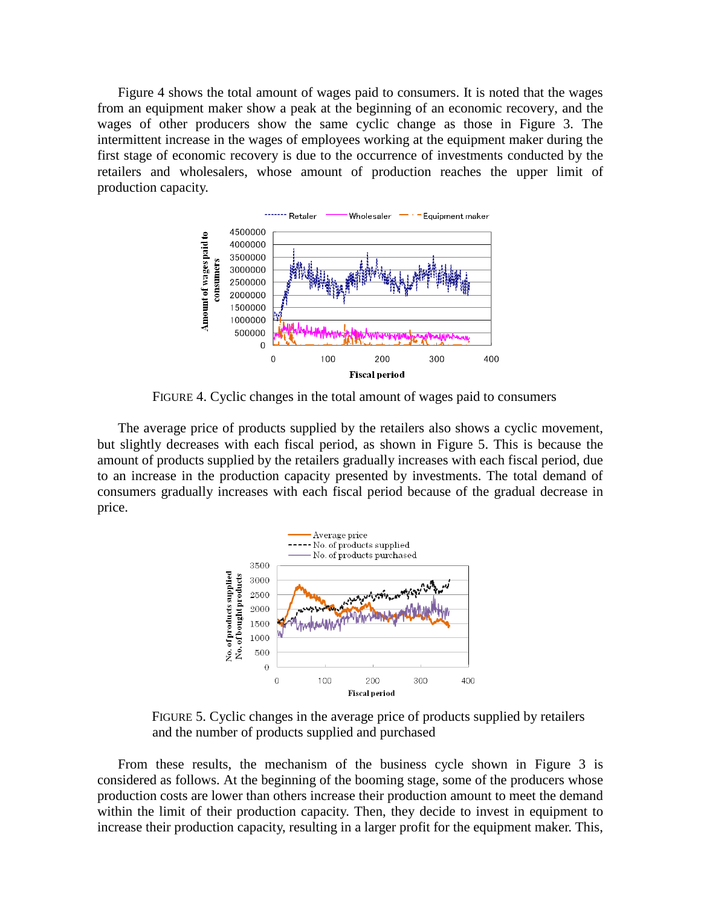Figure 4 shows the total amount of wages paid to consumers. It is noted that the wages from an equipment maker show a peak at the beginning of an economic recovery, and the wages of other producers show the same cyclic change as those in Figure 3. The intermittent increase in the wages of employees working at the equipment maker during the first stage of economic recovery is due to the occurrence of investments conducted by the retailers and wholesalers, whose amount of production reaches the upper limit of production capacity.

FIGURE 4. Cyclic changes in the total amount of wages paid to consumers

The average price of products supplied by the retailers also shows a cyclic movement, but slightly decreases with each fiscal period, as shown in Figure 5. This is because the amount of products supplied by the retailers gradually increases with each fiscal period, due to an increase in the production capacity presented by investments. The total demand of consumers gradually increases with each fiscal period because of the gradual decrease in price.

FIGURE 5. Cyclic changes in the average price of products supplied by retailers and the number of products supplied and purchased

From these results, the mechanism of the business cycle shown in Figure 3 is considered as follows. At the beginning of the booming stage, some of the producers whose production costs are lower than others increase their production amount to meet the demand within the limit of their production capacity. Then, they decide to invest in equipment to increase their production capacity, resulting in a larger profit for the equipment maker. This,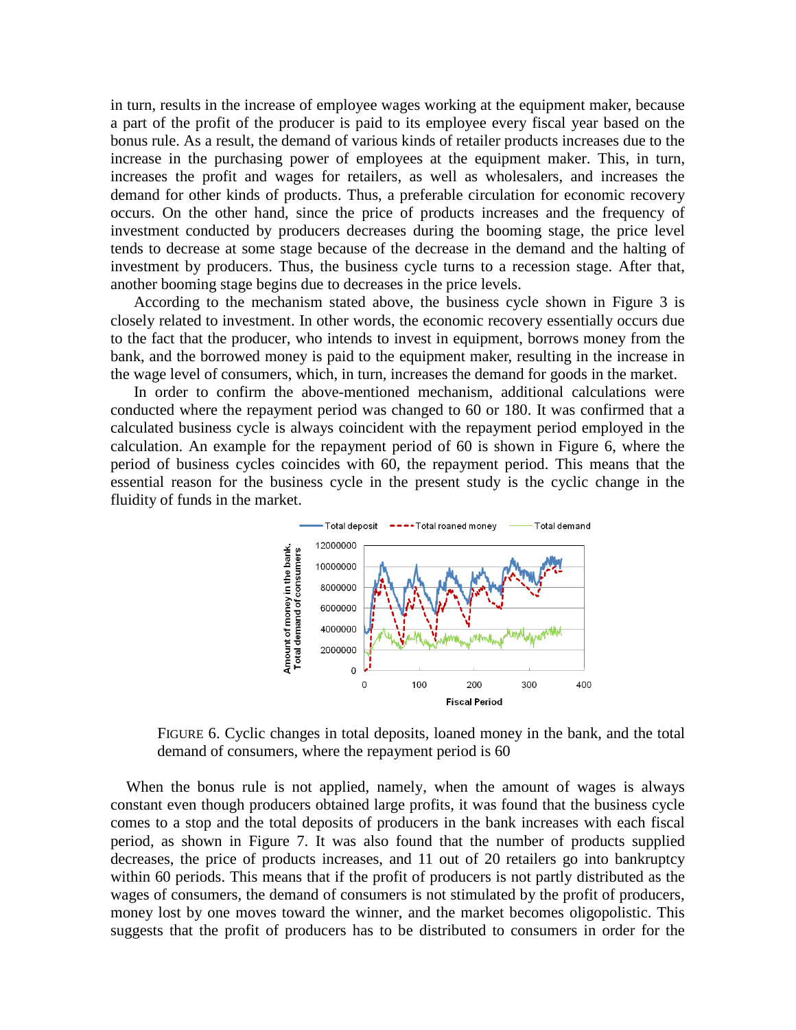in turn, results in the increase of employee wages working at the equipment maker, because a part of the profit of the producer is paid to its employee every fiscal year based on the bonus rule. As a result, the demand of various kinds of retailer products increases due to the increase in the purchasing power of employees at the equipment maker. This, in turn, increases the profit and wages for retailers, as well as wholesalers, and increases the demand for other kinds of products. Thus, a preferable circulation for economic recovery occurs. On the other hand, since the price of products increases and the frequency of investment conducted by producers decreases during the booming stage, the price level tends to decrease at some stage because of the decrease in the demand and the halting of investment by producers. Thus, the business cycle turns to a recession stage. After that, another booming stage begins due to decreases in the price levels.

According to the mechanism stated above, the business cycle shown in Figure 3 is closely related to investment. In other words, the economic recovery essentially occurs due to the fact that the producer, who intends to invest in equipment, borrows money from the bank, and the borrowed money is paid to the equipment maker, resulting in the increase in the wage level of consumers, which, in turn, increases the demand for goods in the market.

In order to confirm the above-mentioned mechanism, additional calculations were conducted where the repayment period was changed to 60 or 180. It was confirmed that a calculated business cycle is always coincident with the repayment period employed in the calculation. An example for the repayment period of 60 is shown in Figure 6, where the period of business cycles coincides with 60, the repayment period. This means that the essential reason for the business cycle in the present study is the cyclic change in the fluidity of funds in the market.

FIGURE 6. Cyclic changes in total deposits, loaned money in the bank, and the total demand of consumers, where the repayment period is 60

When the bonus rule is not applied, namely, when the amount of wages is always constant even though producers obtained large profits, it was found that the business cycle comes to a stop and the total deposits of producers in the bank increases with each fiscal period, as shown in Figure 7. It was also found that the number of products supplied decreases, the price of products increases, and 11 out of 20 retailers go into bankruptcy within 60 periods. This means that if the profit of producers is not partly distributed as the wages of consumers, the demand of consumers is not stimulated by the profit of producers, money lost by one moves toward the winner, and the market becomes oligopolistic. This suggests that the profit of producers has to be distributed to consumers in order for the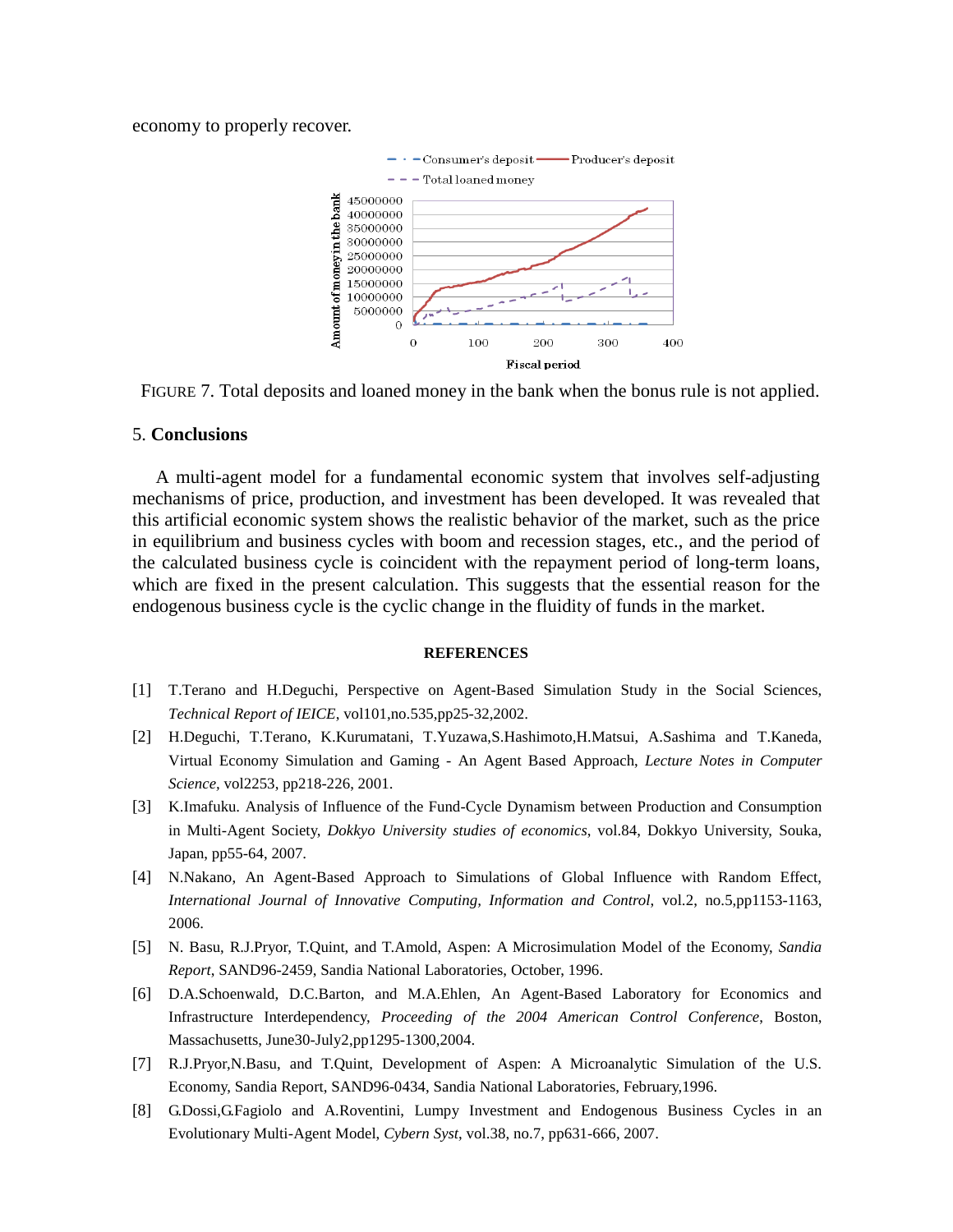economy to properly recover.

Consumer's deposit
Producer's deposit
Total loaned money

Amount of money in the bank

45000000
40000000
35000000
30000000
25000000
20000000
15000000
10000000
5000000
0

0
100
200
300
400

Fiscal period

FIGURE 7. Total deposits and loaned money in the bank when the bonus rule is not applied.

## 5. **Conclusions**

A multi-agent model for a fundamental economic system that involves self-adjusting mechanisms of price, production, and investment has been developed. It was revealed that this artificial economic system shows the realistic behavior of the market, such as the price in equilibrium and business cycles with boom and recession stages, etc., and the period of the calculated business cycle is coincident with the repayment period of long-term loans, which are fixed in the present calculation. This suggests that the essential reason for the endogenous business cycle is the cyclic change in the fluidity of funds in the market.

### REFERENCES

[1] T.Terano and H.Deguchi, Perspective on Agent-Based Simulation Study in the Social Sciences, *Technical Report of IEICE*, vol101,no.535,pp25-32,2002.

[2] H.Deguchi, T.Terano, K.Kurumatani, T.Yuzawa,S.Hashimoto,H.Matsui, A.Sashima and T.Kaneda, Virtual Economy Simulation and Gaming - An Agent Based Approach, *Lecture Notes in Computer Science*, vol2253, pp218-226, 2001.

[3] K.Imafuku. Analysis of Influence of the Fund-Cycle Dynamism between Production and Consumption in Multi-Agent Society, *Dokkyo University studies of economics*, vol.84, Dokkyo University, Souka, Japan, pp55-64, 2007.

[4] N.Nakano, An Agent-Based Approach to Simulations of Global Influence with Random Effect, *International Journal of Innovative Computing, Information and Control*, vol.2, no.5,pp1153-1163, 2006.

[5] N. Basu, R.J.Pryor, T.Quint, and T.Amold, Aspen: A Microsimulation Model of the Economy, *Sandia Report*, SAND96-2459, Sandia National Laboratories, October, 1996.

[6] D.A.Schoenwald, D.C.Barton, and M.A.Ehlen, An Agent-Based Laboratory for Economics and Infrastructure Interdependency, *Proceeding of the 2004 American Control Conference*, Boston, Massachusetts, June30-July2,pp1295-1300,2004.

[7] R.J.Pryor,N.Basu, and T.Quint, Development of Aspen: A Microanalytic Simulation of the U.S. Economy, Sandia Report, SAND96-0434, Sandia National Laboratories, February,1996.

[8] G.Dossi,G.Fagiolo and A.Roventini, Lumpy Investment and Endogenous Business Cycles in an Evolutionary Multi-Agent Model, *Cybern Syst*, vol.38, no.7, pp631-666, 2007.